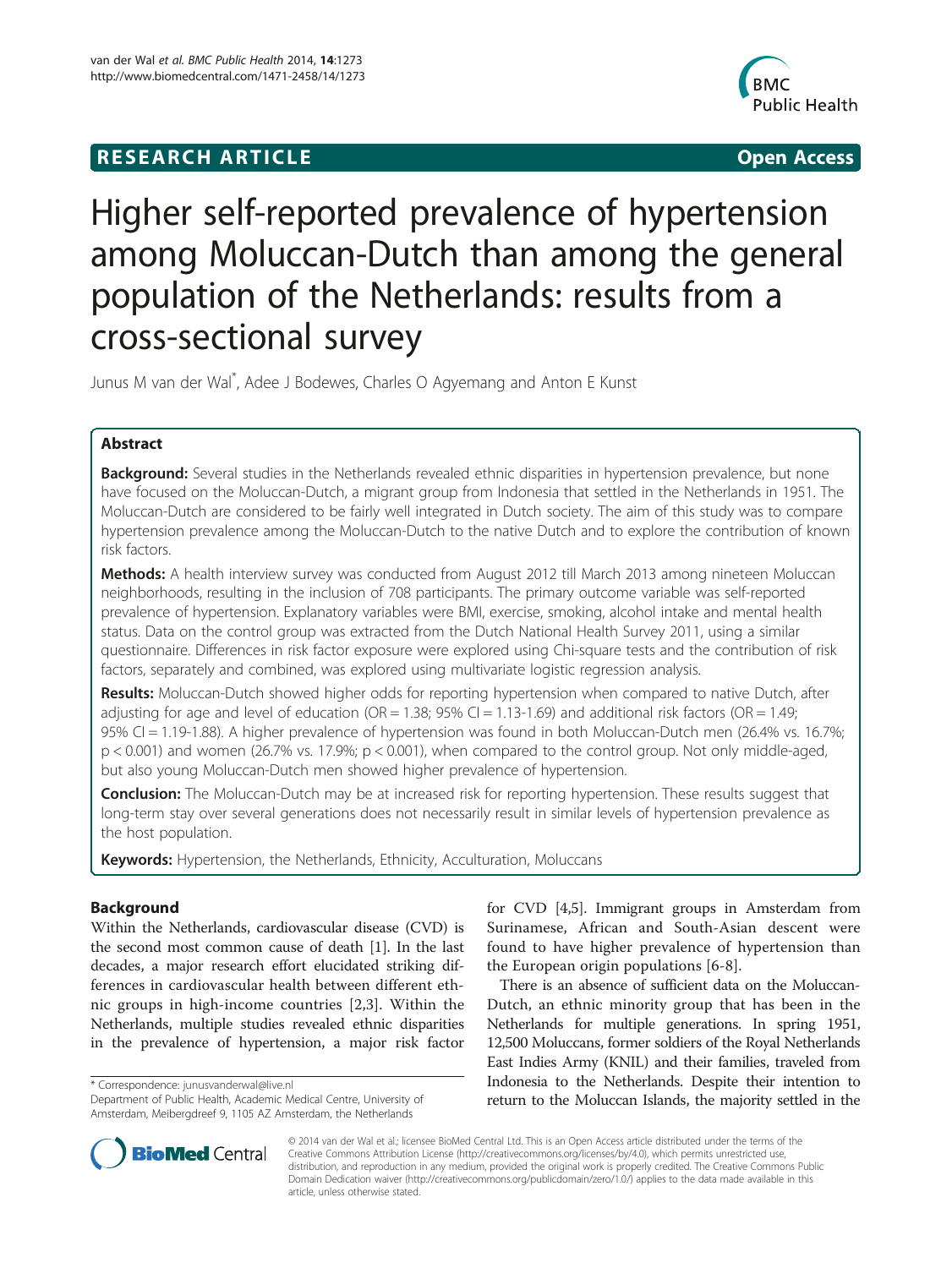**RESEARCH ARTICLE** **Open Access**

# Higher self-reported prevalence of hypertension among Moluccan-Dutch than among the general population of the Netherlands: results from a cross-sectional survey

Junus M van der Wal*, Adee J Bodewes, Charles O Agyemang and Anton E Kunst

## Abstract

**Background:** Several studies in the Netherlands revealed ethnic disparities in hypertension prevalence, but none have focused on the Moluccan-Dutch, a migrant group from Indonesia that settled in the Netherlands in 1951. The Moluccan-Dutch are considered to be fairly well integrated in Dutch society. The aim of this study was to compare hypertension prevalence among the Moluccan-Dutch to the native Dutch and to explore the contribution of known risk factors.

**Methods:** A health interview survey was conducted from August 2012 till March 2013 among nineteen Moluccan neighborhoods, resulting in the inclusion of 708 participants. The primary outcome variable was self-reported prevalence of hypertension. Explanatory variables were BMI, exercise, smoking, alcohol intake and mental health status. Data on the control group was extracted from the Dutch National Health Survey 2011, using a similar questionnaire. Differences in risk factor exposure were explored using Chi-square tests and the contribution of risk factors, separately and combined, was explored using multivariate logistic regression analysis.

**Results:** Moluccan-Dutch showed higher odds for reporting hypertension when compared to native Dutch, after adjusting for age and level of education (OR = 1.38; 95% CI = 1.13-1.69) and additional risk factors (OR = 1.49; 95% CI = 1.19-1.88). A higher prevalence of hypertension was found in both Moluccan-Dutch men (26.4% vs. 16.7%; $p < 0.001$) and women (26.7% vs. 17.9%; $p < 0.001$), when compared to the control group. Not only middle-aged, but also young Moluccan-Dutch men showed higher prevalence of hypertension.

**Conclusion:** The Moluccan-Dutch may be at increased risk for reporting hypertension. These results suggest that long-term stay over several generations does not necessarily result in similar levels of hypertension prevalence as the host population.

**Keywords:** Hypertension, the Netherlands, Ethnicity, Acculturation, Moluccans

## Background

Within the Netherlands, cardiovascular disease (CVD) is the second most common cause of death [1]. In the last decades, a major research effort elucidated striking differences in cardiovascular health between different ethnic groups in high-income countries [2,3]. Within the Netherlands, multiple studies revealed ethnic disparities in the prevalence of hypertension, a major risk factor for CVD [4,5]. Immigrant groups in Amsterdam from Surinamese, African and South-Asian descent were found to have higher prevalence of hypertension than the European origin populations [6-8].

There is an absence of sufficient data on the Moluccan-Dutch, an ethnic minority group that has been in the Netherlands for multiple generations. In spring 1951, 12,500 Moluccans, former soldiers of the Royal Netherlands East Indies Army (KNIL) and their families, traveled from Indonesia to the Netherlands. Despite their intention to return to the Moluccan Islands, the majority settled in the

\* Correspondence: junusvanderwal@live.nl
Department of Public Health, Academic Medical Centre, University of Amsterdam, Meibergdreef 9, 1105 AZ Amsterdam, the Netherlands

© 2014 van der Wal et al.; licensee BioMed Central Ltd. This is an Open Access article distributed under the terms of the Creative Commons Attribution License (http://creativecommons.org/licenses/by/4.0), which permits unrestricted use, distribution, and reproduction in any medium, provided the original work is properly credited. The Creative Commons Public Domain Dedication waiver (http://creativecommons.org/publicdomain/zero/1.0/) applies to the data made available in this article, unless otherwise stated.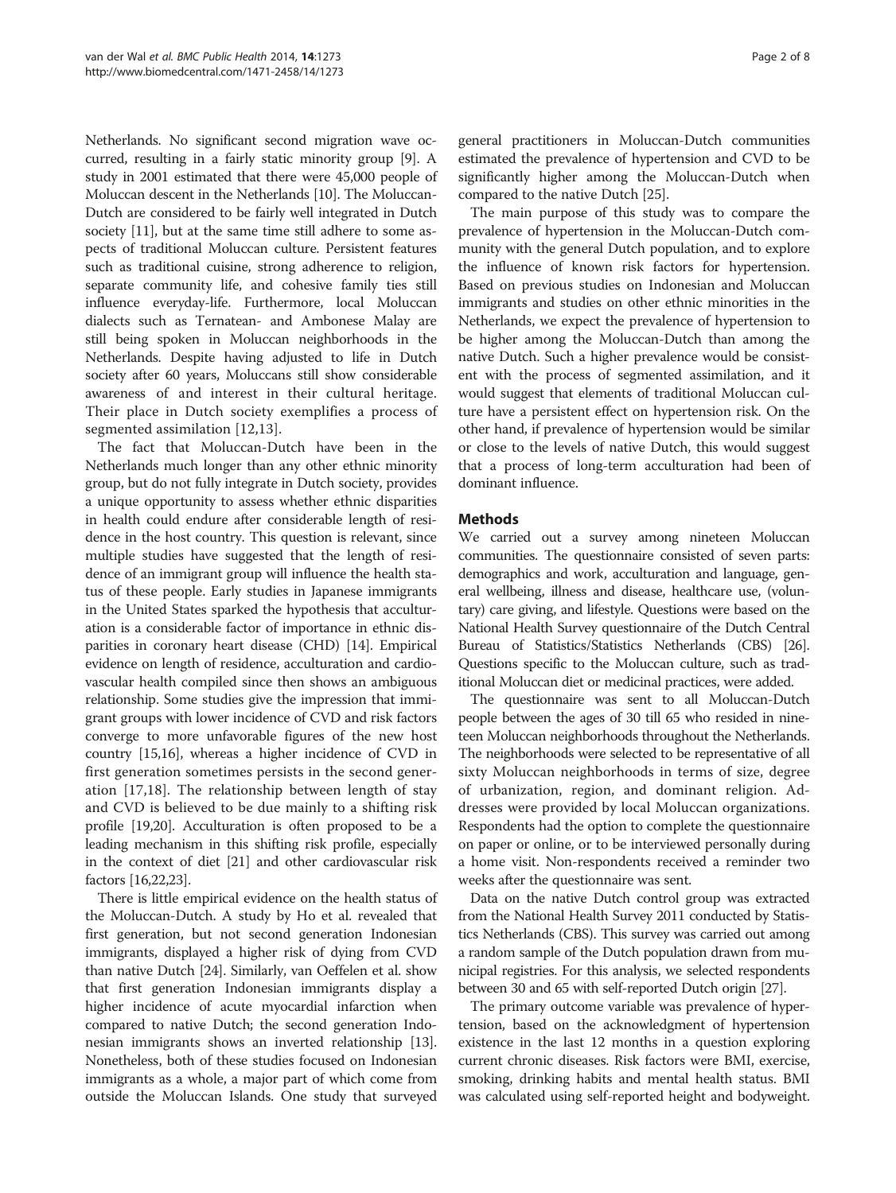Netherlands. No significant second migration wave occurred, resulting in a fairly static minority group [9]. A study in 2001 estimated that there were 45,000 people of Moluccan descent in the Netherlands [10]. The Moluccan-Dutch are considered to be fairly well integrated in Dutch society [11], but at the same time still adhere to some aspects of traditional Moluccan culture. Persistent features such as traditional cuisine, strong adherence to religion, separate community life, and cohesive family ties still influence everyday-life. Furthermore, local Moluccan dialects such as Ternatean- and Ambonese Malay are still being spoken in Moluccan neighborhoods in the Netherlands. Despite having adjusted to life in Dutch society after 60 years, Moluccans still show considerable awareness of and interest in their cultural heritage. Their place in Dutch society exemplifies a process of segmented assimilation [12,13].

The fact that Moluccan-Dutch have been in the Netherlands much longer than any other ethnic minority group, but do not fully integrate in Dutch society, provides a unique opportunity to assess whether ethnic disparities in health could endure after considerable length of residence in the host country. This question is relevant, since multiple studies have suggested that the length of residence of an immigrant group will influence the health status of these people. Early studies in Japanese immigrants in the United States sparked the hypothesis that acculturation is a considerable factor of importance in ethnic disparities in coronary heart disease (CHD) [14]. Empirical evidence on length of residence, acculturation and cardiovascular health compiled since then shows an ambiguous relationship. Some studies give the impression that immigrant groups with lower incidence of CVD and risk factors converge to more unfavorable figures of the new host country [15,16], whereas a higher incidence of CVD in first generation sometimes persists in the second generation [17,18]. The relationship between length of stay and CVD is believed to be due mainly to a shifting risk profile [19,20]. Acculturation is often proposed to be a leading mechanism in this shifting risk profile, especially in the context of diet [21] and other cardiovascular risk factors [16,22,23].

There is little empirical evidence on the health status of the Moluccan-Dutch. A study by Ho et al. revealed that first generation, but not second generation Indonesian immigrants, displayed a higher risk of dying from CVD than native Dutch [24]. Similarly, van Oeffelen et al. show that first generation Indonesian immigrants display a higher incidence of acute myocardial infarction when compared to native Dutch; the second generation Indonesian immigrants shows an inverted relationship [13]. Nonetheless, both of these studies focused on Indonesian immigrants as a whole, a major part of which come from outside the Moluccan Islands. One study that surveyed general practitioners in Moluccan-Dutch communities estimated the prevalence of hypertension and CVD to be significantly higher among the Moluccan-Dutch when compared to the native Dutch [25].

The main purpose of this study was to compare the prevalence of hypertension in the Moluccan-Dutch community with the general Dutch population, and to explore the influence of known risk factors for hypertension. Based on previous studies on Indonesian and Moluccan immigrants and studies on other ethnic minorities in the Netherlands, we expect the prevalence of hypertension to be higher among the Moluccan-Dutch than among the native Dutch. Such a higher prevalence would be consistent with the process of segmented assimilation, and it would suggest that elements of traditional Moluccan culture have a persistent effect on hypertension risk. On the other hand, if prevalence of hypertension would be similar or close to the levels of native Dutch, this would suggest that a process of long-term acculturation had been of dominant influence.

## Methods

We carried out a survey among nineteen Moluccan communities. The questionnaire consisted of seven parts: demographics and work, acculturation and language, general wellbeing, illness and disease, healthcare use, (voluntary) care giving, and lifestyle. Questions were based on the National Health Survey questionnaire of the Dutch Central Bureau of Statistics/Statistics Netherlands (CBS) [26]. Questions specific to the Moluccan culture, such as traditional Moluccan diet or medicinal practices, were added.

The questionnaire was sent to all Moluccan-Dutch people between the ages of 30 till 65 who resided in nineteen Moluccan neighborhoods throughout the Netherlands. The neighborhoods were selected to be representative of all sixty Moluccan neighborhoods in terms of size, degree of urbanization, region, and dominant religion. Addresses were provided by local Moluccan organizations. Respondents had the option to complete the questionnaire on paper or online, or to be interviewed personally during a home visit. Non-respondents received a reminder two weeks after the questionnaire was sent.

Data on the native Dutch control group was extracted from the National Health Survey 2011 conducted by Statistics Netherlands (CBS). This survey was carried out among a random sample of the Dutch population drawn from municipal registries. For this analysis, we selected respondents between 30 and 65 with self-reported Dutch origin [27].

The primary outcome variable was prevalence of hypertension, based on the acknowledgment of hypertension existence in the last 12 months in a question exploring current chronic diseases. Risk factors were BMI, exercise, smoking, drinking habits and mental health status. BMI was calculated using self-reported height and bodyweight.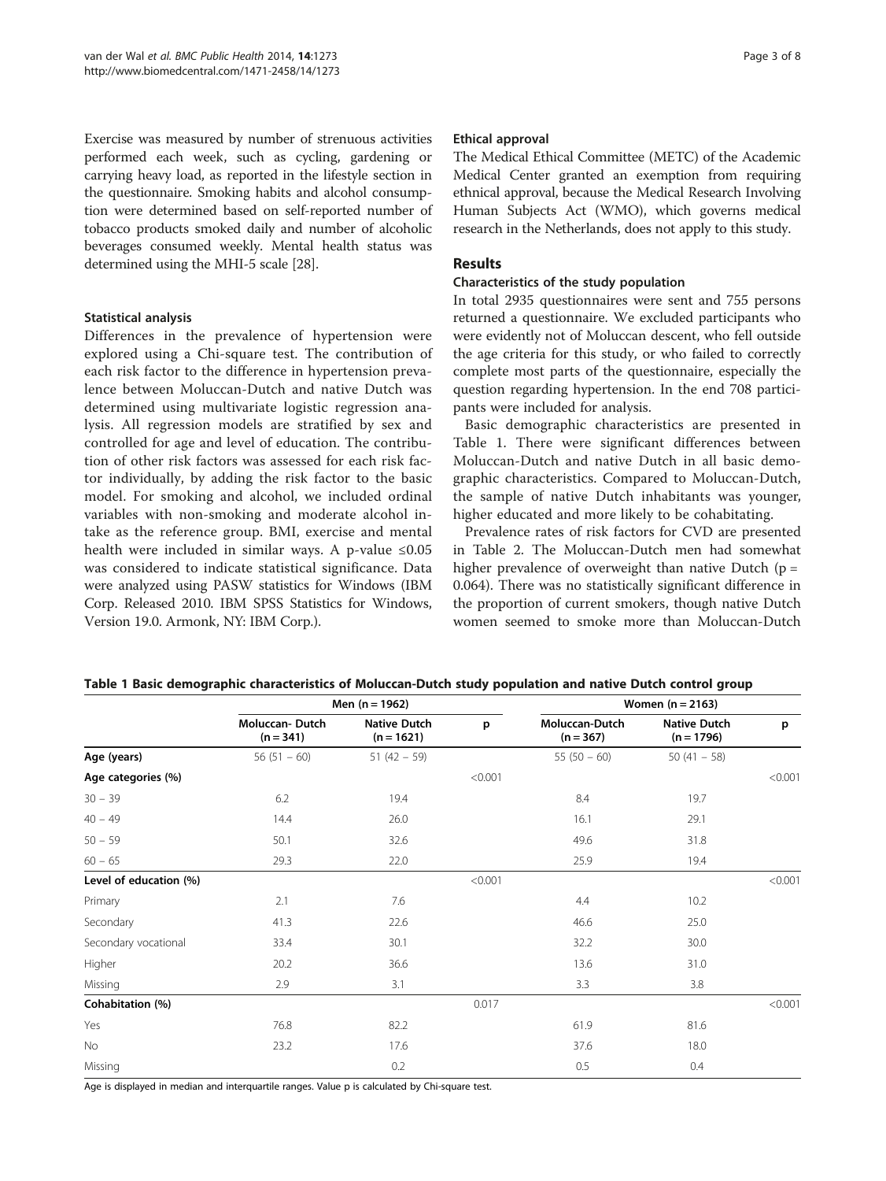Exercise was measured by number of strenuous activities performed each week, such as cycling, gardening or carrying heavy load, as reported in the lifestyle section in the questionnaire. Smoking habits and alcohol consumption were determined based on self-reported number of tobacco products smoked daily and number of alcoholic beverages consumed weekly. Mental health status was determined using the MHI-5 scale [28].

### Statistical analysis

Differences in the prevalence of hypertension were explored using a Chi-square test. The contribution of each risk factor to the difference in hypertension prevalence between Moluccan-Dutch and native Dutch was determined using multivariate logistic regression analysis. All regression models are stratified by sex and controlled for age and level of education. The contribution of other risk factors was assessed for each risk factor individually, by adding the risk factor to the basic model. For smoking and alcohol, we included ordinal variables with non-smoking and moderate alcohol intake as the reference group. BMI, exercise and mental health were included in similar ways. A p-value ≤0.05 was considered to indicate statistical significance. Data were analyzed using PASW statistics for Windows (IBM Corp. Released 2010. IBM SPSS Statistics for Windows, Version 19.0. Armonk, NY: IBM Corp.).

### Ethical approval

The Medical Ethical Committee (METC) of the Academic Medical Center granted an exemption from requiring ethnical approval, because the Medical Research Involving Human Subjects Act (WMO), which governs medical research in the Netherlands, does not apply to this study.

## Results

### Characteristics of the study population

In total 2935 questionnaires were sent and 755 persons returned a questionnaire. We excluded participants who were evidently not of Moluccan descent, who fell outside the age criteria for this study, or who failed to correctly complete most parts of the questionnaire, especially the question regarding hypertension. In the end 708 participants were included for analysis.

Basic demographic characteristics are presented in Table 1. There were significant differences between Moluccan-Dutch and native Dutch in all basic demographic characteristics. Compared to Moluccan-Dutch, the sample of native Dutch inhabitants was younger, higher educated and more likely to be cohabitating.

Prevalence rates of risk factors for CVD are presented in Table 2. The Moluccan-Dutch men had somewhat higher prevalence of overweight than native Dutch (p = 0.064). There was no statistically significant difference in the proportion of current smokers, though native Dutch women seemed to smoke more than Moluccan-Dutch

**Table 1 Basic demographic characteristics of Moluccan-Dutch study population and native Dutch control group**

| | Men (n = 1962) | | | Women (n = 2163) | | |
|---|---|---|---|---|---|---|
| | Moluccan- Dutch (n = 341) | Native Dutch (n = 1621) | p | Moluccan-Dutch (n = 367) | Native Dutch (n = 1796) | p |
| **Age (years)** | 56 (51 – 60) | 51 (42 – 59) | | 55 (50 – 60) | 50 (41 – 58) | |
| **Age categories (%)** | | | <0.001 | | | <0.001 |
| 30 – 39 | 6.2 | 19.4 | | 8.4 | 19.7 | |
| 40 – 49 | 14.4 | 26.0 | | 16.1 | 29.1 | |
| 50 – 59 | 50.1 | 32.6 | | 49.6 | 31.8 | |
| 60 – 65 | 29.3 | 22.0 | | 25.9 | 19.4 | |
| **Level of education (%)** | | | <0.001 | | | <0.001 |
| Primary | 2.1 | 7.6 | | 4.4 | 10.2 | |
| Secondary | 41.3 | 22.6 | | 46.6 | 25.0 | |
| Secondary vocational | 33.4 | 30.1 | | 32.2 | 30.0 | |
| Higher | 20.2 | 36.6 | | 13.6 | 31.0 | |
| Missing | 2.9 | 3.1 | | 3.3 | 3.8 | |
| **Cohabitation (%)** | | | 0.017 | | | <0.001 |
| Yes | 76.8 | 82.2 | | 61.9 | 81.6 | |
| No | 23.2 | 17.6 | | 37.6 | 18.0 | |
| Missing | | 0.2 | | 0.5 | 0.4 | |

Age is displayed in median and interquartile ranges. Value p is calculated by Chi-square test.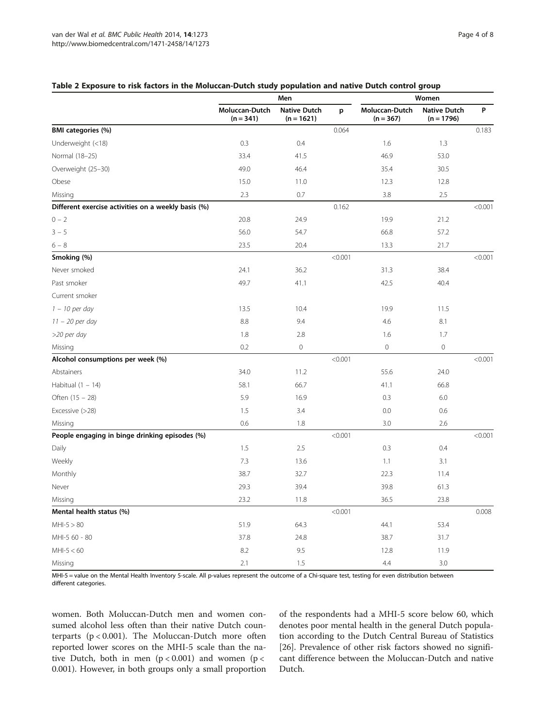**Table 2 Exposure to risk factors in the Moluccan-Dutch study population and native Dutch control group**

| | Men | | | Women | | |
|---|---|---|---|---|---|---|
| | Moluccan-Dutch (n = 341) | Native Dutch (n = 1621) | p | Moluccan-Dutch (n = 367) | Native Dutch (n = 1796) | P |
| **BMI categories (%)** | | | 0.064 | | | 0.183 |
| Underweight (<18) | 0.3 | 0.4 | | 1.6 | 1.3 | |
| Normal (18–25) | 33.4 | 41.5 | | 46.9 | 53.0 | |
| Overweight (25–30) | 49.0 | 46.4 | | 35.4 | 30.5 | |
| Obese | 15.0 | 11.0 | | 12.3 | 12.8 | |
| Missing | 2.3 | 0.7 | | 3.8 | 2.5 | |
| **Different exercise activities on a weekly basis (%)** | | | 0.162 | | | <0.001 |
| 0 – 2 | 20.8 | 24.9 | | 19.9 | 21.2 | |
| 3 – 5 | 56.0 | 54.7 | | 66.8 | 57.2 | |
| 6 – 8 | 23.5 | 20.4 | | 13.3 | 21.7 | |
| **Smoking (%)** | | | <0.001 | | | <0.001 |
| Never smoked | 24.1 | 36.2 | | 31.3 | 38.4 | |
| Past smoker | 49.7 | 41.1 | | 42.5 | 40.4 | |
| Current smoker | | | | | | |
| *1 – 10 per day* | 13.5 | 10.4 | | 19.9 | 11.5 | |
| *11 – 20 per day* | 8.8 | 9.4 | | 4.6 | 8.1 | |
| *>20 per day* | 1.8 | 2.8 | | 1.6 | 1.7 | |
| Missing | 0.2 | 0 | | 0 | 0 | |
| **Alcohol consumptions per week (%)** | | | <0.001 | | | <0.001 |
| Abstainers | 34.0 | 11.2 | | 55.6 | 24.0 | |
| Habitual (1 – 14) | 58.1 | 66.7 | | 41.1 | 66.8 | |
| Often (15 – 28) | 5.9 | 16.9 | | 0.3 | 6.0 | |
| Excessive (>28) | 1.5 | 3.4 | | 0.0 | 0.6 | |
| Missing | 0.6 | 1.8 | | 3.0 | 2.6 | |
| **People engaging in binge drinking episodes (%)** | | | <0.001 | | | <0.001 |
| Daily | 1.5 | 2.5 | | 0.3 | 0.4 | |
| Weekly | 7.3 | 13.6 | | 1.1 | 3.1 | |
| Monthly | 38.7 | 32.7 | | 22.3 | 11.4 | |
| Never | 29.3 | 39.4 | | 39.8 | 61.3 | |
| Missing | 23.2 | 11.8 | | 36.5 | 23.8 | |
| **Mental health status (%)** | | | <0.001 | | | 0.008 |
| MHI-5 > 80 | 51.9 | 64.3 | | 44.1 | 53.4 | |
| MHI-5 60 - 80 | 37.8 | 24.8 | | 38.7 | 31.7 | |
| MHI-5 < 60 | 8.2 | 9.5 | | 12.8 | 11.9 | |
| Missing | 2.1 | 1.5 | | 4.4 | 3.0 | |

MHI-5 = value on the Mental Health Inventory 5-scale. All p-values represent the outcome of a Chi-square test, testing for even distribution between different categories.

women. Both Moluccan-Dutch men and women consumed alcohol less often than their native Dutch counterparts ($p < 0.001$). The Moluccan-Dutch more often reported lower scores on the MHI-5 scale than the native Dutch, both in men ($p < 0.001$) and women ($p < 0.001$). However, in both groups only a small proportion of the respondents had a MHI-5 score below 60, which denotes poor mental health in the general Dutch population according to the Dutch Central Bureau of Statistics [26]. Prevalence of other risk factors showed no significant difference between the Moluccan-Dutch and native Dutch.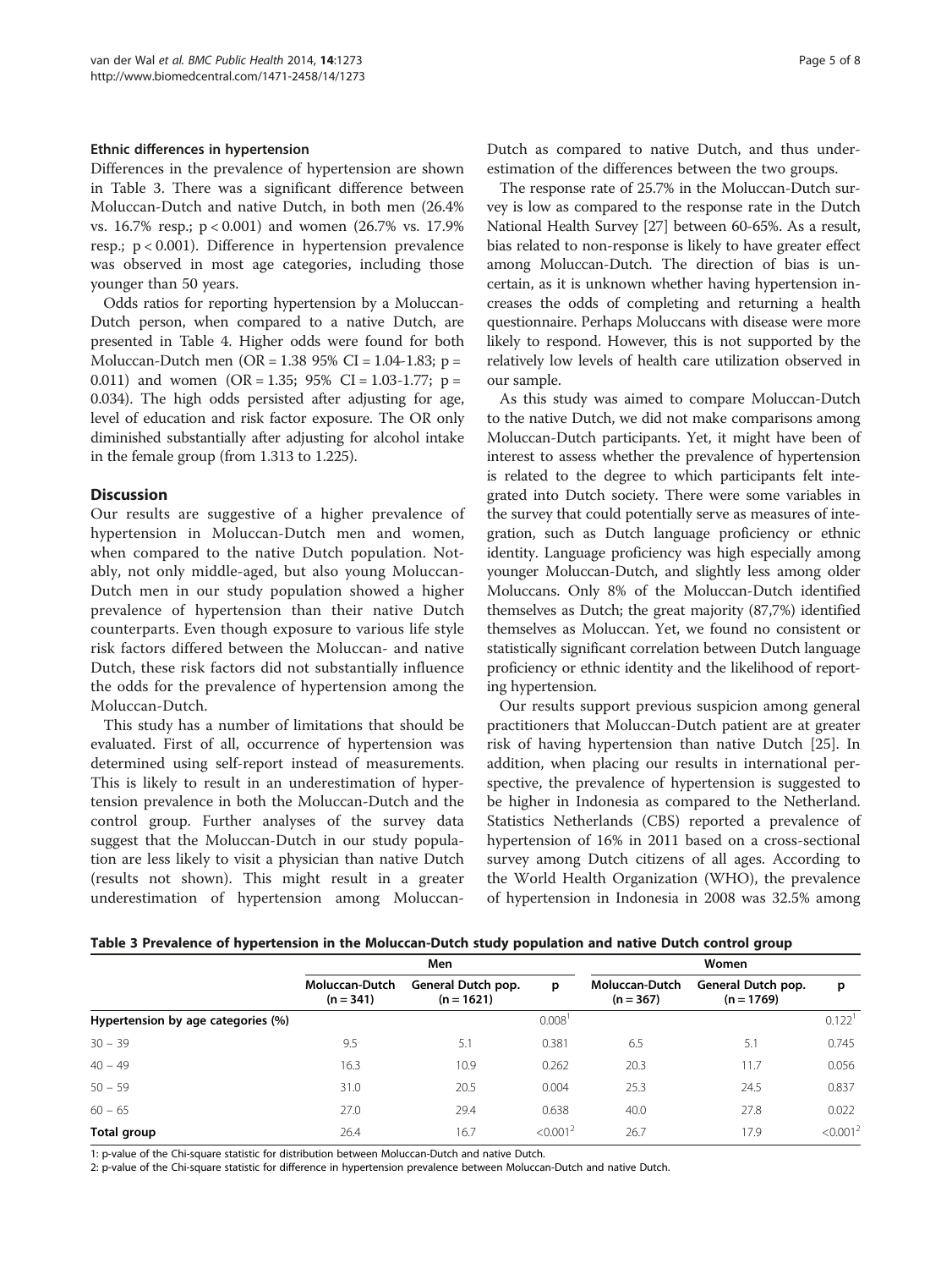### Ethnic differences in hypertension

Differences in the prevalence of hypertension are shown in Table 3. There was a significant difference between Moluccan-Dutch and native Dutch, in both men (26.4% vs. 16.7% resp.; $p < 0.001$) and women (26.7% vs. 17.9% resp.; $p < 0.001$). Difference in hypertension prevalence was observed in most age categories, including those younger than 50 years.

Odds ratios for reporting hypertension by a Moluccan-Dutch person, when compared to a native Dutch, are presented in Table 4. Higher odds were found for both Moluccan-Dutch men (OR = 1.38 95% CI = 1.04-1.83; p = 0.011) and women (OR = 1.35; 95% CI = 1.03-1.77; p = 0.034). The high odds persisted after adjusting for age, level of education and risk factor exposure. The OR only diminished substantially after adjusting for alcohol intake in the female group (from 1.313 to 1.225).

## Discussion

Our results are suggestive of a higher prevalence of hypertension in Moluccan-Dutch men and women, when compared to the native Dutch population. Notably, not only middle-aged, but also young Moluccan-Dutch men in our study population showed a higher prevalence of hypertension than their native Dutch counterparts. Even though exposure to various life style risk factors differed between the Moluccan- and native Dutch, these risk factors did not substantially influence the odds for the prevalence of hypertension among the Moluccan-Dutch.

This study has a number of limitations that should be evaluated. First of all, occurrence of hypertension was determined using self-report instead of measurements. This is likely to result in an underestimation of hypertension prevalence in both the Moluccan-Dutch and the control group. Further analyses of the survey data suggest that the Moluccan-Dutch in our study population are less likely to visit a physician than native Dutch (results not shown). This might result in a greater underestimation of hypertension among Moluccan-Dutch as compared to native Dutch, and thus underestimation of the differences between the two groups.

The response rate of 25.7% in the Moluccan-Dutch survey is low as compared to the response rate in the Dutch National Health Survey [27] between 60-65%. As a result, bias related to non-response is likely to have greater effect among Moluccan-Dutch. The direction of bias is uncertain, as it is unknown whether having hypertension increases the odds of completing and returning a health questionnaire. Perhaps Moluccans with disease were more likely to respond. However, this is not supported by the relatively low levels of health care utilization observed in our sample.

As this study was aimed to compare Moluccan-Dutch to the native Dutch, we did not make comparisons among Moluccan-Dutch participants. Yet, it might have been of interest to assess whether the prevalence of hypertension is related to the degree to which participants felt integrated into Dutch society. There were some variables in the survey that could potentially serve as measures of integration, such as Dutch language proficiency or ethnic identity. Language proficiency was high especially among younger Moluccan-Dutch, and slightly less among older Moluccans. Only 8% of the Moluccan-Dutch identified themselves as Dutch; the great majority (87,7%) identified themselves as Moluccan. Yet, we found no consistent or statistically significant correlation between Dutch language proficiency or ethnic identity and the likelihood of reporting hypertension.

Our results support previous suspicion among general practitioners that Moluccan-Dutch patient are at greater risk of having hypertension than native Dutch [25]. In addition, when placing our results in international perspective, the prevalence of hypertension is suggested to be higher in Indonesia as compared to the Netherland. Statistics Netherlands (CBS) reported a prevalence of hypertension of 16% in 2011 based on a cross-sectional survey among Dutch citizens of all ages. According to the World Health Organization (WHO), the prevalence of hypertension in Indonesia in 2008 was 32.5% among

**Table 3 Prevalence of hypertension in the Moluccan-Dutch study population and native Dutch control group**

| | Men | | | Women | | |
|---|---|---|---|---|---|---|
| | Moluccan-Dutch (n = 341) | General Dutch pop. (n = 1621) | p | Moluccan-Dutch (n = 367) | General Dutch pop. (n = 1769) | p |
| **Hypertension by age categories (%)** | | | 0.008[1] | | | 0.122[1] |
| 30 – 39 | 9.5 | 5.1 | 0.381 | 6.5 | 5.1 | 0.745 |
| 40 – 49 | 16.3 | 10.9 | 0.262 | 20.3 | 11.7 | 0.056 |
| 50 – 59 | 31.0 | 20.5 | 0.004 | 25.3 | 24.5 | 0.837 |
| 60 – 65 | 27.0 | 29.4 | 0.638 | 40.0 | 27.8 | 0.022 |
| **Total group** | 26.4 | 16.7 | <0.001[2] | 26.7 | 17.9 | <0.001[2] |

1: p-value of the Chi-square statistic for distribution between Moluccan-Dutch and native Dutch.
2: p-value of the Chi-square statistic for difference in hypertension prevalence between Moluccan-Dutch and native Dutch.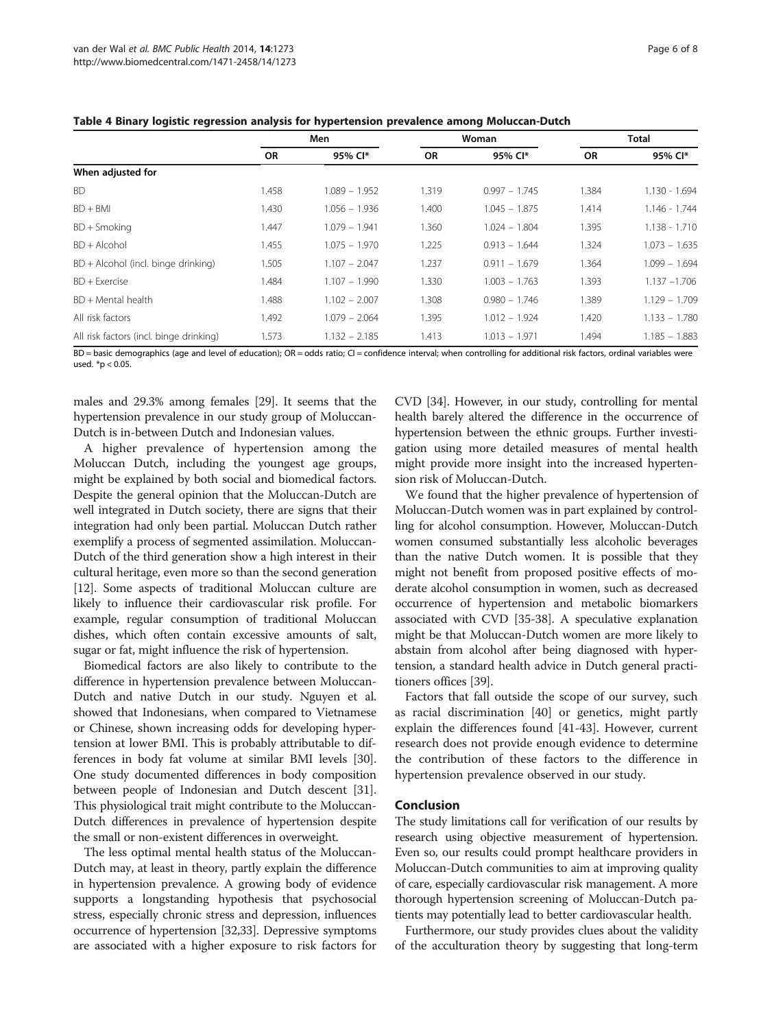**Table 4 Binary logistic regression analysis for hypertension prevalence among Moluccan-Dutch**

| | Men | | Woman | | Total | |
|---|---|---|---|---|---|---|
| | OR | 95% CI* | OR | 95% CI* | OR | 95% CI* |
| **When adjusted for** | | | | | | |
| BD | 1.458 | 1.089 – 1.952 | 1.319 | 0.997 – 1.745 | 1.384 | 1.130 - 1.694 |
| BD + BMI | 1.430 | 1.056 – 1.936 | 1.400 | 1.045 – 1.875 | 1.414 | 1.146 - 1.744 |
| BD + Smoking | 1.447 | 1.079 – 1.941 | 1.360 | 1.024 – 1.804 | 1.395 | 1.138 - 1.710 |
| BD + Alcohol | 1.455 | 1.075 – 1.970 | 1.225 | 0.913 – 1.644 | 1.324 | 1.073 – 1.635 |
| BD + Alcohol (incl. binge drinking) | 1.505 | 1.107 – 2.047 | 1.237 | 0.911 – 1.679 | 1.364 | 1.099 – 1.694 |
| BD + Exercise | 1.484 | 1.107 – 1.990 | 1.330 | 1.003 – 1.763 | 1.393 | 1.137 –1.706 |
| BD + Mental health | 1.488 | 1.102 – 2.007 | 1.308 | 0.980 – 1.746 | 1.389 | 1.129 – 1.709 |
| All risk factors | 1.492 | 1.079 – 2.064 | 1.395 | 1.012 – 1.924 | 1.420 | 1.133 – 1.780 |
| All risk factors (incl. binge drinking) | 1.573 | 1.132 – 2.185 | 1.413 | 1.013 – 1.971 | 1.494 | 1.185 – 1.883 |

BD = basic demographics (age and level of education); OR = odds ratio; CI = confidence interval; when controlling for additional risk factors, ordinal variables were used. *$p < 0.05$.

males and 29.3% among females [29]. It seems that the hypertension prevalence in our study group of Moluccan-Dutch is in-between Dutch and Indonesian values.

A higher prevalence of hypertension among the Moluccan Dutch, including the youngest age groups, might be explained by both social and biomedical factors. Despite the general opinion that the Moluccan-Dutch are well integrated in Dutch society, there are signs that their integration had only been partial. Moluccan Dutch rather exemplify a process of segmented assimilation. Moluccan-Dutch of the third generation show a high interest in their cultural heritage, even more so than the second generation [12]. Some aspects of traditional Moluccan culture are likely to influence their cardiovascular risk profile. For example, regular consumption of traditional Moluccan dishes, which often contain excessive amounts of salt, sugar or fat, might influence the risk of hypertension.

Biomedical factors are also likely to contribute to the difference in hypertension prevalence between Moluccan-Dutch and native Dutch in our study. Nguyen et al. showed that Indonesians, when compared to Vietnamese or Chinese, shown increasing odds for developing hypertension at lower BMI. This is probably attributable to differences in body fat volume at similar BMI levels [30]. One study documented differences in body composition between people of Indonesian and Dutch descent [31]. This physiological trait might contribute to the Moluccan-Dutch differences in prevalence of hypertension despite the small or non-existent differences in overweight.

The less optimal mental health status of the Moluccan-Dutch may, at least in theory, partly explain the difference in hypertension prevalence. A growing body of evidence supports a longstanding hypothesis that psychosocial stress, especially chronic stress and depression, influences occurrence of hypertension [32,33]. Depressive symptoms are associated with a higher exposure to risk factors for CVD [34]. However, in our study, controlling for mental health barely altered the difference in the occurrence of hypertension between the ethnic groups. Further investigation using more detailed measures of mental health might provide more insight into the increased hypertension risk of Moluccan-Dutch.

We found that the higher prevalence of hypertension of Moluccan-Dutch women was in part explained by controlling for alcohol consumption. However, Moluccan-Dutch women consumed substantially less alcoholic beverages than the native Dutch women. It is possible that they might not benefit from proposed positive effects of moderate alcohol consumption in women, such as decreased occurrence of hypertension and metabolic biomarkers associated with CVD [35-38]. A speculative explanation might be that Moluccan-Dutch women are more likely to abstain from alcohol after being diagnosed with hypertension, a standard health advice in Dutch general practitioners offices [39].

Factors that fall outside the scope of our survey, such as racial discrimination [40] or genetics, might partly explain the differences found [41-43]. However, current research does not provide enough evidence to determine the contribution of these factors to the difference in hypertension prevalence observed in our study.

## Conclusion

The study limitations call for verification of our results by research using objective measurement of hypertension. Even so, our results could prompt healthcare providers in Moluccan-Dutch communities to aim at improving quality of care, especially cardiovascular risk management. A more thorough hypertension screening of Moluccan-Dutch patients may potentially lead to better cardiovascular health.

Furthermore, our study provides clues about the validity of the acculturation theory by suggesting that long-term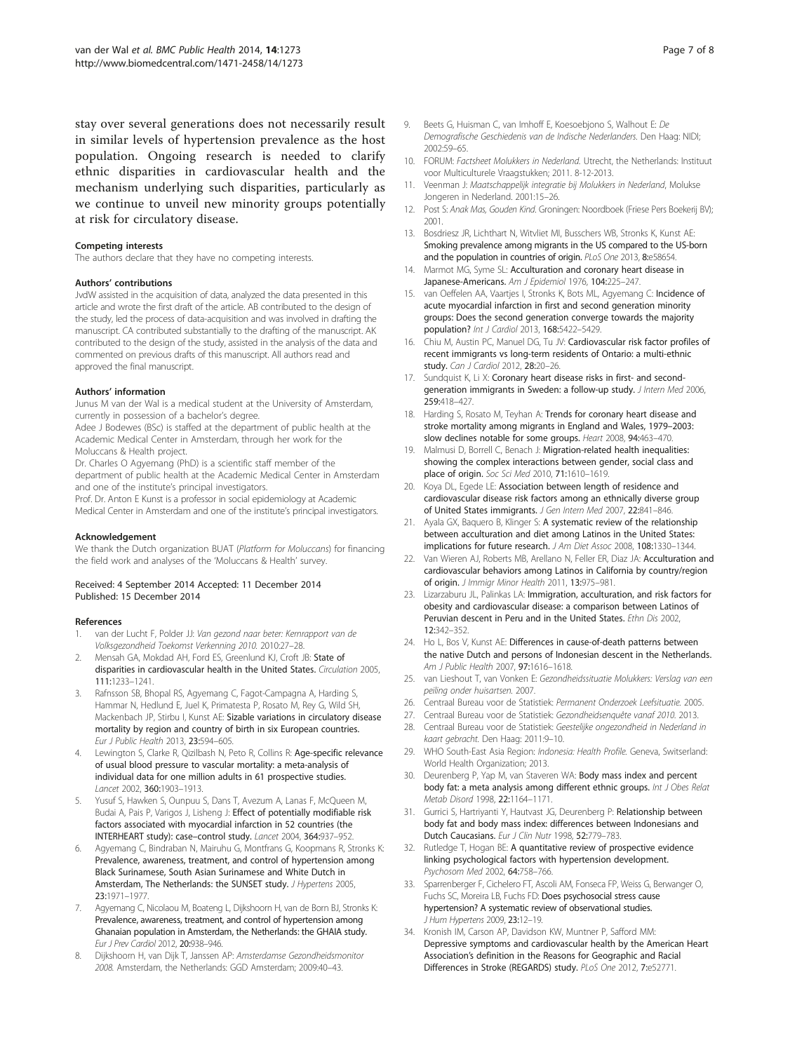stay over several generations does not necessarily result in similar levels of hypertension prevalence as the host population. Ongoing research is needed to clarify ethnic disparities in cardiovascular health and the mechanism underlying such disparities, particularly as we continue to unveil new minority groups potentially at risk for circulatory disease.

#### Competing interests

The authors declare that they have no competing interests.

#### Authors' contributions

JvdW assisted in the acquisition of data, analyzed the data presented in this article and wrote the first draft of the article. AB contributed to the design of the study, led the process of data-acquisition and was involved in drafting the manuscript. CA contributed substantially to the drafting of the manuscript. AK contributed to the design of the study, assisted in the analysis of the data and commented on previous drafts of this manuscript. All authors read and approved the final manuscript.

#### Authors' information

Junus M van der Wal is a medical student at the University of Amsterdam, currently in possession of a bachelor's degree.

Adee J Bodewes (BSc) is staffed at the department of public health at the Academic Medical Center in Amsterdam, through her work for the Moluccans & Health project.

Dr. Charles O Agyemang (PhD) is a scientific staff member of the department of public health at the Academic Medical Center in Amsterdam and one of the institute's principal investigators.

Prof. Dr. Anton E Kunst is a professor in social epidemiology at Academic Medical Center in Amsterdam and one of the institute's principal investigators.

#### Acknowledgement

We thank the Dutch organization BUAT (*Platform for Moluccans*) for financing the field work and analyses of the 'Moluccans & Health' survey.

Received: 4 September 2014 Accepted: 11 December 2014
Published: 15 December 2014

#### References

1. van der Lucht F, Polder JJ: *Van gezond naar beter: Kernrapport van de Volksgezondheid Toekomst Verkenning 2010.* 2010:27–28.
2. Mensah GA, Mokdad AH, Ford ES, Greenlund KJ, Croft JB: **State of disparities in cardiovascular health in the United States.** *Circulation* 2005, **111:**1233–1241.
3. Rafnsson SB, Bhopal RS, Agyemang C, Fagot-Campagna A, Harding S, Hammar N, Hedlund E, Juel K, Primatesta P, Rosato M, Rey G, Wild SH, Mackenbach JP, Stirbu I, Kunst AE: **Sizable variations in circulatory disease mortality by region and country of birth in six European countries.** *Eur J Public Health* 2013, **23:**594–605.
4. Lewington S, Clarke R, Qizilbash N, Peto R, Collins R: **Age-specific relevance of usual blood pressure to vascular mortality: a meta-analysis of individual data for one million adults in 61 prospective studies.** *Lancet* 2002, **360:**1903–1913.
5. Yusuf S, Hawken S, Ounpuu S, Dans T, Avezum A, Lanas F, McQueen M, Budai A, Pais P, Varigos J, Lisheng J: **Effect of potentially modifiable risk factors associated with myocardial infarction in 52 countries (the INTERHEART study): case–control study.** *Lancet* 2004, **364:**937–952.
6. Agyemang C, Bindraban N, Mairuhu G, Montfrans G, Koopmans R, Stronks K: **Prevalence, awareness, treatment, and control of hypertension among Black Surinamese, South Asian Surinamese and White Dutch in Amsterdam, The Netherlands: the SUNSET study.** *J Hypertens* 2005, **23:**1971–1977.
7. Agyemang C, Nicolaou M, Boateng L, Dijkshoorn H, van de Born BJ, Stronks K: **Prevalence, awareness, treatment, and control of hypertension among Ghanaian population in Amsterdam, the Netherlands: the GHAIA study.** *Eur J Prev Cardiol* 2012, **20:**938–946.
8. Dijkshoorn H, van Dijk T, Janssen AP: *Amsterdamse Gezondheidsmonitor 2008.* Amsterdam, the Netherlands: GGD Amsterdam; 2009:40–43.
9. Beets G, Huisman C, van Imhoff E, Koesoebjono S, Walhout E: *De Demografische Geschiedenis van de Indische Nederlanders.* Den Haag: NIDI; 2002:59–65.
10. FORUM: *Factsheet Molukkers in Nederland.* Utrecht, the Netherlands: Instituut voor Multiculturele Vraagstukken; 2011. 8-12-2013.
11. Veenman J: *Maatschappelijk integratie bij Molukkers in Nederland*, Molukse Jongeren in Nederland. 2001:15–26.
12. Post S: *Anak Mas, Gouden Kind.* Groningen: Noordboek (Friese Pers Boekerij BV); 2001.
13. Bosdriesz JR, Lichthart N, Witvliet MI, Busschers WB, Stronks K, Kunst AE: **Smoking prevalence among migrants in the US compared to the US-born and the population in countries of origin.** *PLoS One* 2013, **8:**e58654.
14. Marmot MG, Syme SL: **Acculturation and coronary heart disease in Japanese-Americans.** *Am J Epidemiol* 1976, **104:**225–247.
15. van Oeffelen AA, Vaartjes I, Stronks K, Bots ML, Agyemang C: **Incidence of acute myocardial infarction in first and second generation minority groups: Does the second generation converge towards the majority population?** *Int J Cardiol* 2013, **168:**5422–5429.
16. Chiu M, Austin PC, Manuel DG, Tu JV: **Cardiovascular risk factor profiles of recent immigrants vs long-term residents of Ontario: a multi-ethnic study.** *Can J Cardiol* 2012, **28:**20–26.
17. Sundquist K, Li X: **Coronary heart disease risks in first- and second-generation immigrants in Sweden: a follow-up study.** *J Intern Med* 2006, **259:**418–427.
18. Harding S, Rosato M, Teyhan A: **Trends for coronary heart disease and stroke mortality among migrants in England and Wales, 1979–2003: slow declines notable for some groups.** *Heart* 2008, **94:**463–470.
19. Malmusi D, Borrell C, Benach J: **Migration-related health inequalities: showing the complex interactions between gender, social class and place of origin.** *Soc Sci Med* 2010, **71:**1610–1619.
20. Koya DL, Egede LE: **Association between length of residence and cardiovascular disease risk factors among an ethnically diverse group of United States immigrants.** *J Gen Intern Med* 2007, **22:**841–846.
21. Ayala GX, Baquero B, Klinger S: **A systematic review of the relationship between acculturation and diet among Latinos in the United States: implications for future research.** *J Am Diet Assoc* 2008, 108:1330–1344.
22. Van Wieren AJ, Roberts MB, Arellano N, Feller ER, Diaz JA: **Acculturation and cardiovascular behaviors among Latinos in California by country/region of origin.** *J Immigr Minor Health* 2011, 13:975–981.
23. Lizarzaburu JL, Palinkas LA: **Immigration, acculturation, and risk factors for obesity and cardiovascular disease: a comparison between Latinos of Peruvian descent in Peru and in the United States.** *Ethn Dis* 2002, 12:342–352.
24. Ho L, Bos V, Kunst AE: **Differences in cause-of-death patterns between the native Dutch and persons of Indonesian descent in the Netherlands.** *Am J Public Health* 2007, **97:**1616–1618.
25. van Lieshout T, van Vonken E: *Gezondheidssituatie Molukkers: Verslag van een peiling onder huisartsen.* 2007.
26. Centraal Bureau voor de Statistiek: *Permanent Onderzoek Leefsituatie.* 2005.
27. Centraal Bureau voor de Statistiek: *Gezondheidsenquête vanaf 2010.* 2013.
28. Centraal Bureau voor de Statistiek: *Geestelijke ongezondheid in Nederland in kaart gebracht.* Den Haag: 2011:9–10.
29. WHO South-East Asia Region: *Indonesia: Health Profile.* Geneva, Switserland: World Health Organization; 2013.
30. Deurenberg P, Yap M, van Staveren WA: **Body mass index and percent body fat: a meta analysis among different ethnic groups.** *Int J Obes Relat Metab Disord* 1998, **22:**1164–1171.
31. Gurrici S, Hartriyanti Y, Hautvast JG, Deurenberg P: **Relationship between body fat and body mass index: differences between Indonesians and Dutch Caucasians.** *Eur J Clin Nutr* 1998, **52:**779–783.
32. Rutledge T, Hogan BE: **A quantitative review of prospective evidence linking psychological factors with hypertension development.** *Psychosom Med* 2002, **64:**758–766.
33. Sparrenberger F, Cichelero FT, Ascoli AM, Fonseca FP, Weiss G, Berwanger O, Fuchs SC, Moreira LB, Fuchs FD: **Does psychosocial stress cause hypertension? A systematic review of observational studies.** *J Hum Hypertens* 2009, **23:**12–19.
34. Kronish IM, Carson AP, Davidson KW, Muntner P, Safford MM: **Depressive symptoms and cardiovascular health by the American Heart Association's definition in the Reasons for Geographic and Racial Differences in Stroke (REGARDS) study.** *PLoS One* 2012, **7:**e52771.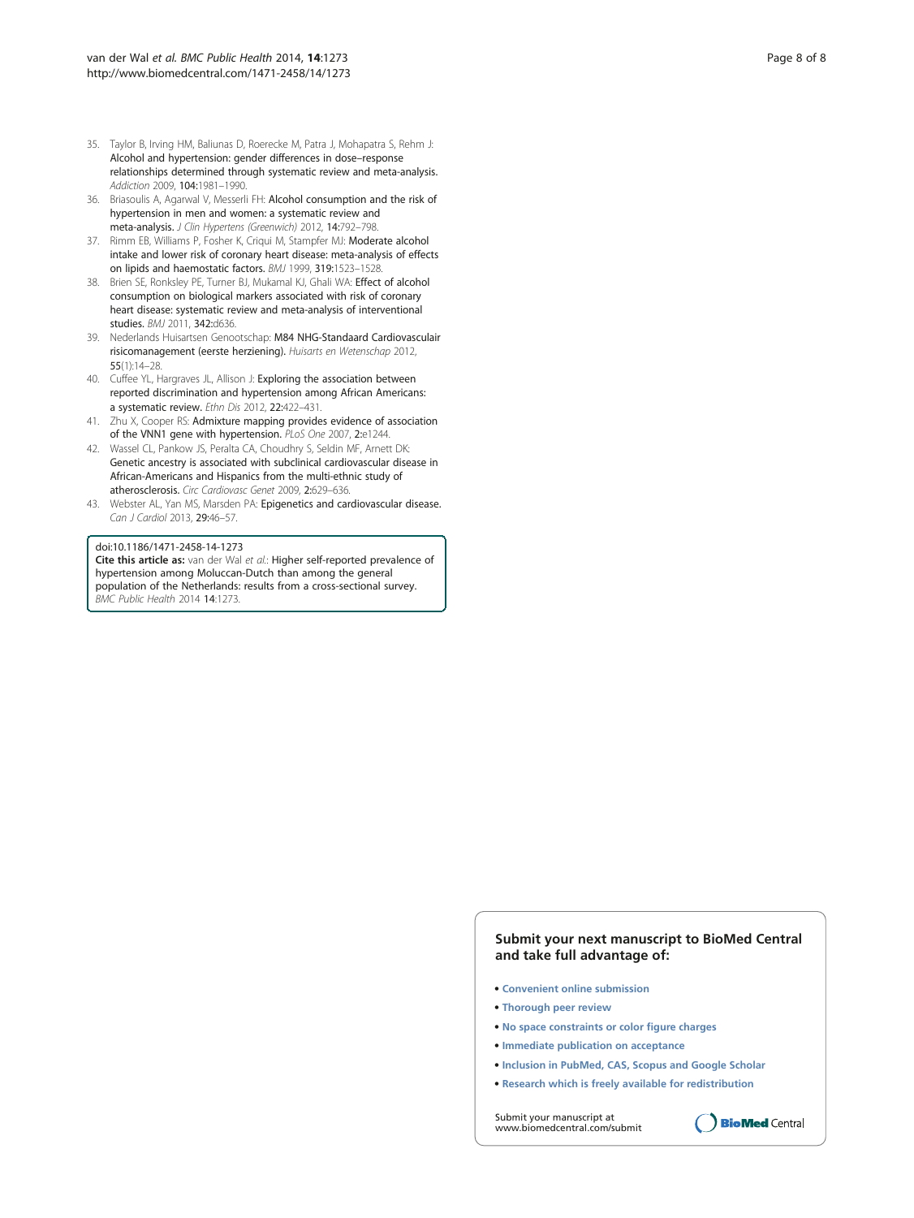35. Taylor B, Irving HM, Baliunas D, Roerecke M, Patra J, Mohapatra S, Rehm J: **Alcohol and hypertension: gender differences in dose–response relationships determined through systematic review and meta-analysis.** *Addiction* 2009, **104:**1981–1990.
36. Briasoulis A, Agarwal V, Messerli FH: **Alcohol consumption and the risk of hypertension in men and women: a systematic review and meta-analysis.** *J Clin Hypertens (Greenwich)* 2012, **14:**792–798.
37. Rimm EB, Williams P, Fosher K, Criqui M, Stampfer MJ: **Moderate alcohol intake and lower risk of coronary heart disease: meta-analysis of effects on lipids and haemostatic factors.** *BMJ* 1999, **319:**1523–1528.
38. Brien SE, Ronksley PE, Turner BJ, Mukamal KJ, Ghali WA: **Effect of alcohol consumption on biological markers associated with risk of coronary heart disease: systematic review and meta-analysis of interventional studies.** *BMJ* 2011, **342:**d636.
39. Nederlands Huisartsen Genootschap: **M84 NHG-Standaard Cardiovasculair risicomanagement (eerste herziening).** *Huisarts en Wetenschap* 2012, **55**(1):14–28.
40. Cuffee YL, Hargraves JL, Allison J: **Exploring the association between reported discrimination and hypertension among African Americans: a systematic review.** *Ethn Dis* 2012, **22:**422–431.
41. Zhu X, Cooper RS: **Admixture mapping provides evidence of association of the VNN1 gene with hypertension.** *PLoS One* 2007, **2:**e1244.
42. Wassel CL, Pankow JS, Peralta CA, Choudhry S, Seldin MF, Arnett DK: **Genetic ancestry is associated with subclinical cardiovascular disease in African-Americans and Hispanics from the multi-ethnic study of atherosclerosis.** *Circ Cardiovasc Genet* 2009, **2:**629–636.
43. Webster AL, Yan MS, Marsden PA: **Epigenetics and cardiovascular disease.** *Can J Cardiol* 2013, **29:**46–57.

doi:10.1186/1471-2458-14-1273

**Cite this article as:** van der Wal *et al.*: Higher self-reported prevalence of hypertension among Moluccan-Dutch than among the general population of the Netherlands: results from a cross-sectional survey. *BMC Public Health* 2014 **14**:1273.

**Submit your next manuscript to BioMed Central and take full advantage of:**

- **Convenient online submission**
- **Thorough peer review**
- **No space constraints or color figure charges**
- **Immediate publication on acceptance**
- **Inclusion in PubMed, CAS, Scopus and Google Scholar**
- **Research which is freely available for redistribution**

Submit your manuscript at
www.biomedcentral.com/submit

BioMed Central